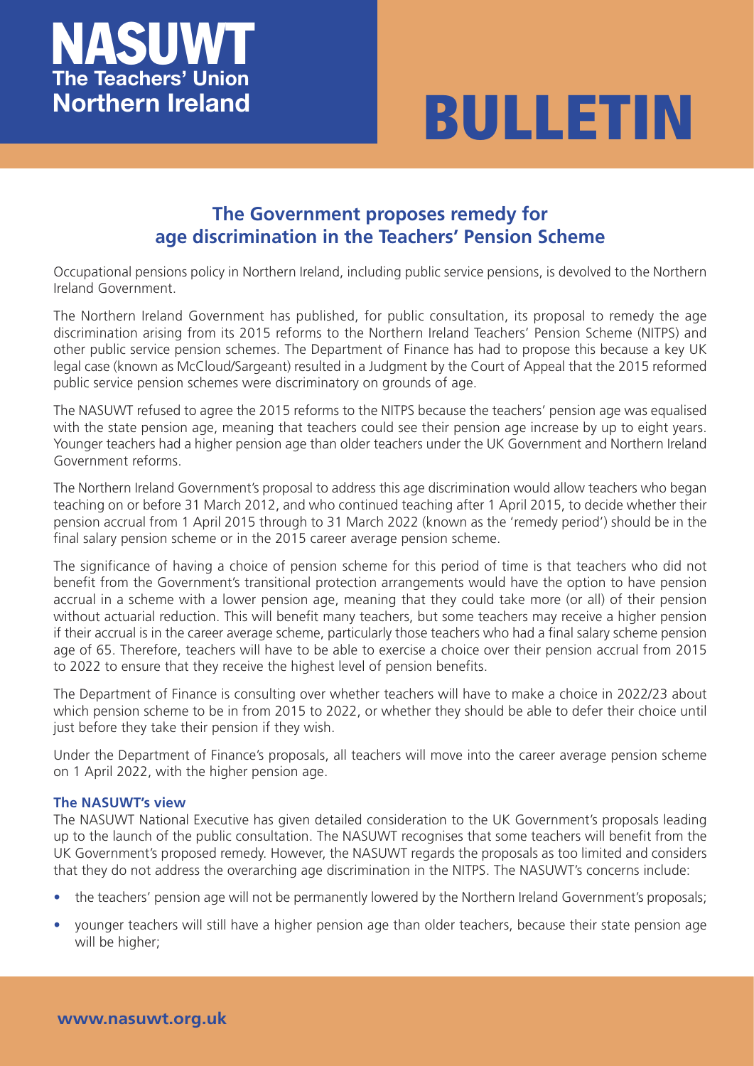**NASUWT**
**The Teachers' Union**
**Northern Ireland**

# BULLETIN

## The Government proposes remedy for age discrimination in the Teachers' Pension Scheme

Occupational pensions policy in Northern Ireland, including public service pensions, is devolved to the Northern Ireland Government.

The Northern Ireland Government has published, for public consultation, its proposal to remedy the age discrimination arising from its 2015 reforms to the Northern Ireland Teachers' Pension Scheme (NITPS) and other public service pension schemes. The Department of Finance has had to propose this because a key UK legal case (known as McCloud/Sargeant) resulted in a Judgment by the Court of Appeal that the 2015 reformed public service pension schemes were discriminatory on grounds of age.

The NASUWT refused to agree the 2015 reforms to the NITPS because the teachers' pension age was equalised with the state pension age, meaning that teachers could see their pension age increase by up to eight years. Younger teachers had a higher pension age than older teachers under the UK Government and Northern Ireland Government reforms.

The Northern Ireland Government's proposal to address this age discrimination would allow teachers who began teaching on or before 31 March 2012, and who continued teaching after 1 April 2015, to decide whether their pension accrual from 1 April 2015 through to 31 March 2022 (known as the 'remedy period') should be in the final salary pension scheme or in the 2015 career average pension scheme.

The significance of having a choice of pension scheme for this period of time is that teachers who did not benefit from the Government's transitional protection arrangements would have the option to have pension accrual in a scheme with a lower pension age, meaning that they could take more (or all) of their pension without actuarial reduction. This will benefit many teachers, but some teachers may receive a higher pension if their accrual is in the career average scheme, particularly those teachers who had a final salary scheme pension age of 65. Therefore, teachers will have to be able to exercise a choice over their pension accrual from 2015 to 2022 to ensure that they receive the highest level of pension benefits.

The Department of Finance is consulting over whether teachers will have to make a choice in 2022/23 about which pension scheme to be in from 2015 to 2022, or whether they should be able to defer their choice until just before they take their pension if they wish.

Under the Department of Finance's proposals, all teachers will move into the career average pension scheme on 1 April 2022, with the higher pension age.

### The NASUWT's view

The NASUWT National Executive has given detailed consideration to the UK Government's proposals leading up to the launch of the public consultation. The NASUWT recognises that some teachers will benefit from the UK Government's proposed remedy. However, the NASUWT regards the proposals as too limited and considers that they do not address the overarching age discrimination in the NITPS. The NASUWT's concerns include:

- the teachers' pension age will not be permanently lowered by the Northern Ireland Government's proposals;
- younger teachers will still have a higher pension age than older teachers, because their state pension age will be higher;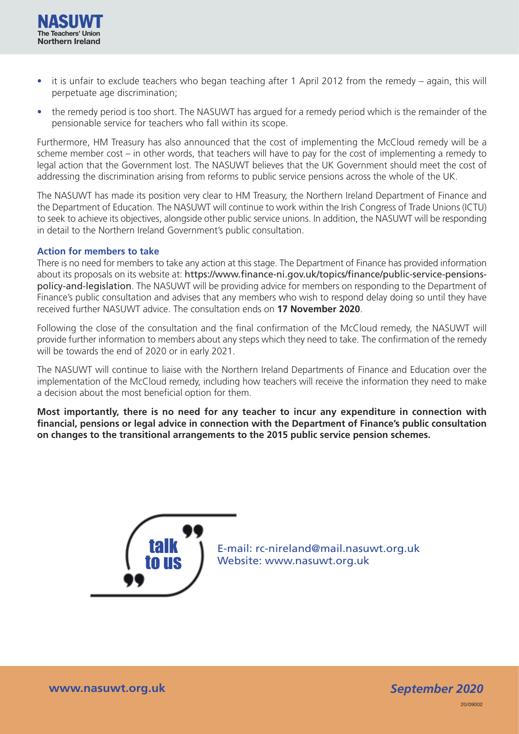- it is unfair to exclude teachers who began teaching after 1 April 2012 from the remedy – again, this will perpetuate age discrimination;
- the remedy period is too short. The NASUWT has argued for a remedy period which is the remainder of the pensionable service for teachers who fall within its scope.

Furthermore, HM Treasury has also announced that the cost of implementing the McCloud remedy will be a scheme member cost – in other words, that teachers will have to pay for the cost of implementing a remedy to legal action that the Government lost. The NASUWT believes that the UK Government should meet the cost of addressing the discrimination arising from reforms to public service pensions across the whole of the UK.

The NASUWT has made its position very clear to HM Treasury, the Northern Ireland Department of Finance and the Department of Education. The NASUWT will continue to work within the Irish Congress of Trade Unions (ICTU) to seek to achieve its objectives, alongside other public service unions. In addition, the NASUWT will be responding in detail to the Northern Ireland Government's public consultation.

### Action for members to take

There is no need for members to take any action at this stage. The Department of Finance has provided information about its proposals on its website at: https://www.finance-ni.gov.uk/topics/finance/public-service-pensions-policy-and-legislation. The NASUWT will be providing advice for members on responding to the Department of Finance's public consultation and advises that any members who wish to respond delay doing so until they have received further NASUWT advice. The consultation ends on **17 November 2020**.

Following the close of the consultation and the final confirmation of the McCloud remedy, the NASUWT will provide further information to members about any steps which they need to take. The confirmation of the remedy will be towards the end of 2020 or in early 2021.

The NASUWT will continue to liaise with the Northern Ireland Departments of Finance and Education over the implementation of the McCloud remedy, including how teachers will receive the information they need to make a decision about the most beneficial option for them.

**Most importantly, there is no need for any teacher to incur any expenditure in connection with financial, pensions or legal advice in connection with the Department of Finance's public consultation on changes to the transitional arrangements to the 2015 public service pension schemes.**

talk to us

E-mail: rc-nireland@mail.nasuwt.org.uk
Website: www.nasuwt.org.uk

www.nasuwt.org.uk

*September 2020*

20/09002